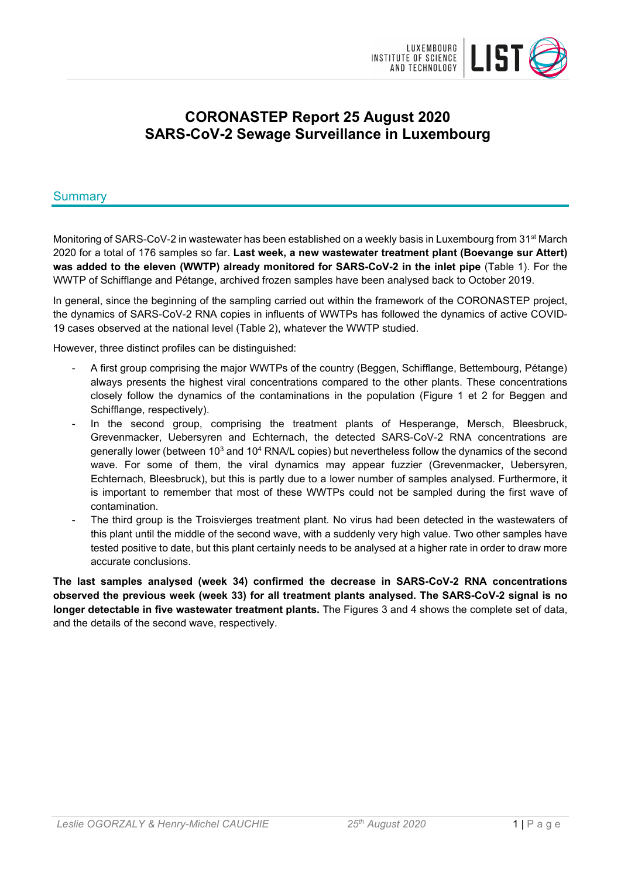# CORONASTEP Report 25 August 2020
# SARS-CoV-2 Sewage Surveillance in Luxembourg

## Summary

Monitoring of SARS-CoV-2 in wastewater has been established on a weekly basis in Luxembourg from 31st March 2020 for a total of 176 samples so far. **Last week, a new wastewater treatment plant (Boevange sur Attert) was added to the eleven (WWTP) already monitored for SARS-CoV-2 in the inlet pipe** (Table 1). For the WWTP of Schifflange and Pétange, archived frozen samples have been analysed back to October 2019.

In general, since the beginning of the sampling carried out within the framework of the CORONASTEP project, the dynamics of SARS-CoV-2 RNA copies in influents of WWTPs has followed the dynamics of active COVID-19 cases observed at the national level (Table 2), whatever the WWTP studied.

However, three distinct profiles can be distinguished:

- A first group comprising the major WWTPs of the country (Beggen, Schifflange, Bettembourg, Pétange) always presents the highest viral concentrations compared to the other plants. These concentrations closely follow the dynamics of the contaminations in the population (Figure 1 et 2 for Beggen and Schifflange, respectively).
- In the second group, comprising the treatment plants of Hesperange, Mersch, Bleesbruck, Grevenmacker, Uebersyren and Echternach, the detected SARS-CoV-2 RNA concentrations are generally lower (between $10^3$ and $10^4$ RNA/L copies) but nevertheless follow the dynamics of the second wave. For some of them, the viral dynamics may appear fuzzier (Grevenmacker, Uebersyren, Echternach, Bleesbruck), but this is partly due to a lower number of samples analysed. Furthermore, it is important to remember that most of these WWTPs could not be sampled during the first wave of contamination.
- The third group is the Troisvierges treatment plant. No virus had been detected in the wastewaters of this plant until the middle of the second wave, with a suddenly very high value. Two other samples have tested positive to date, but this plant certainly needs to be analysed at a higher rate in order to draw more accurate conclusions.

**The last samples analysed (week 34) confirmed the decrease in SARS-CoV-2 RNA concentrations observed the previous week (week 33) for all treatment plants analysed. The SARS-CoV-2 signal is no longer detectable in five wastewater treatment plants.** The Figures 3 and 4 shows the complete set of data, and the details of the second wave, respectively.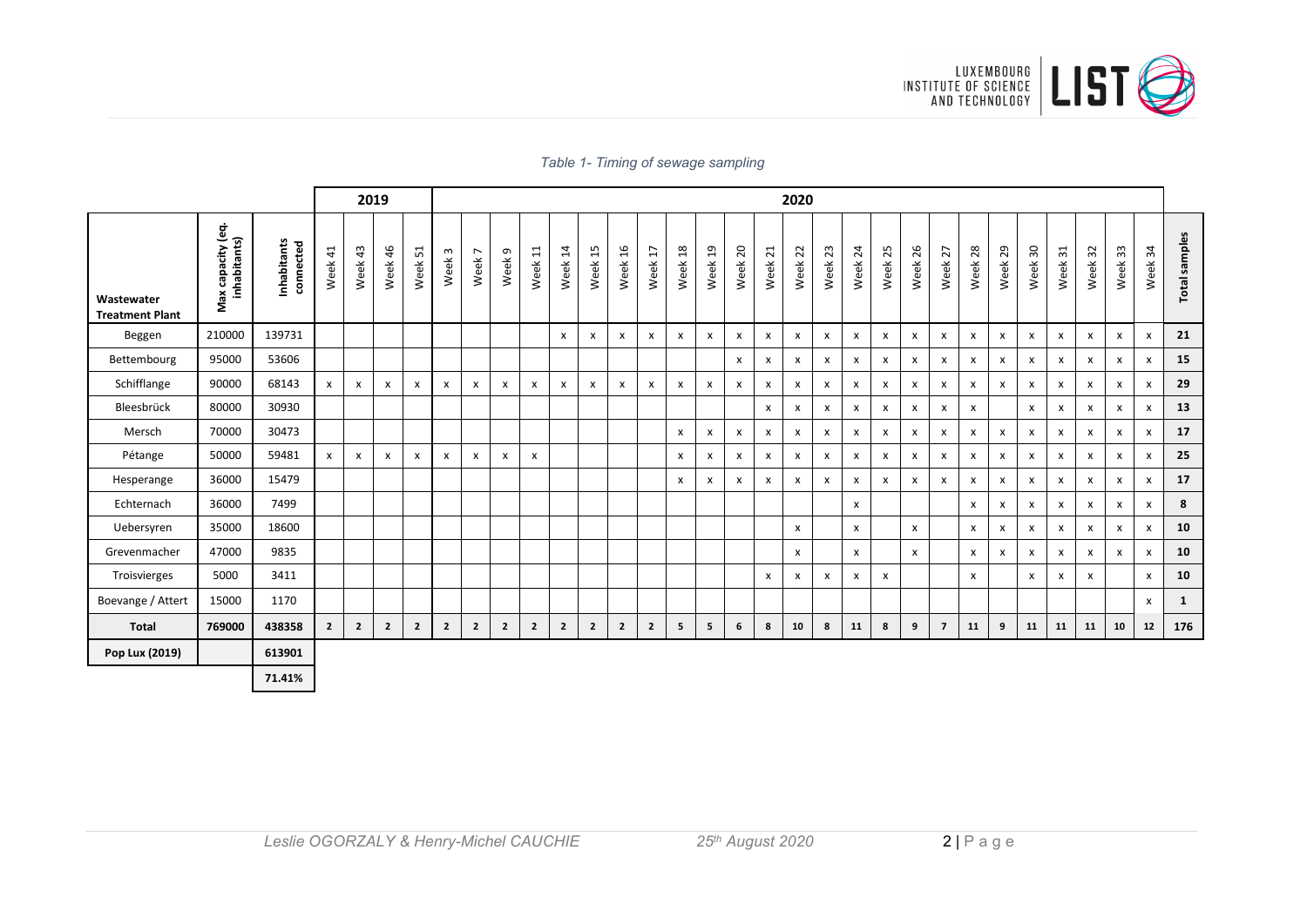*Table 1- Timing of sewage sampling*

| | | | 2019 | | | | 2020 | | | | | | | | | | | | | | | | | | | | | | | | | | |
|---|---|---|---|---|---|---|---|---|---|---|---|---|---|---|---|---|---|---|---|---|---|---|---|---|---|---|---|---|---|---|---|---|---|
| **Wastewater Treatment Plant** | **Max capacity (eq. inhabitants)** | **Inhabitants connected** | Week 41 | Week 43 | Week 46 | Week 51 | Week 3 | Week 7 | Week 9 | Week 11 | Week 14 | Week 15 | Week 16 | Week 17 | Week 18 | Week 19 | Week 20 | Week 21 | Week 22 | Week 23 | Week 24 | Week 25 | Week 26 | Week 27 | Week 28 | Week 29 | Week 30 | Week 31 | Week 32 | Week 33 | Week 34 | **Total samples** |
| Beggen | 210000 | 139731 | | | | | | | | | x | x | x | x | x | x | x | x | x | x | x | x | x | x | x | x | x | x | x | x | x | **21** |
| Bettembourg | 95000 | 53606 | | | | | | | | | | | | | | | x | x | x | x | x | x | x | x | x | x | x | x | x | x | x | **15** |
| Schifflange | 90000 | 68143 | x | x | x | x | x | x | x | x | x | x | x | x | x | x | x | x | x | x | x | x | x | x | x | x | x | x | x | x | x | **29** |
| Bleesbrück | 80000 | 30930 | | | | | | | | | | | | | | | | x | x | x | x | x | x | x | x | | x | x | x | x | x | **13** |
| Mersch | 70000 | 30473 | | | | | | | | | | | | | x | x | x | x | x | x | x | x | x | x | x | x | x | x | x | x | x | **17** |
| Pétange | 50000 | 59481 | x | x | x | x | x | x | x | x | | | | | x | x | x | x | x | x | x | x | x | x | x | x | x | x | x | x | x | **25** |
| Hesperange | 36000 | 15479 | | | | | | | | | | | | | x | x | x | x | x | x | x | x | x | x | x | x | x | x | x | x | x | **17** |
| Echternach | 36000 | 7499 | | | | | | | | | | | | | | | | | | | x | | | | x | x | x | x | x | x | x | **8** |
| Uebersyren | 35000 | 18600 | | | | | | | | | | | | | | | | | x | | x | | x | | x | x | x | x | x | x | x | **10** |
| Grevenmacher | 47000 | 9835 | | | | | | | | | | | | | | | | | x | | x | | x | | x | x | x | x | x | x | x | **10** |
| Troisvierges | 5000 | 3411 | | | | | | | | | | | | | | | | x | x | x | x | x | | | x | | x | x | x | | x | **10** |
| Boevange / Attert | 15000 | 1170 | | | | | | | | | | | | | | | | | | | | | | | | | | | | | x | **1** |
| **Total** | **769000** | **438358** | **2** | **2** | **2** | **2** | **2** | **2** | **2** | **2** | **2** | **2** | **2** | **2** | **5** | **5** | **6** | **8** | **10** | **8** | **11** | **8** | **9** | **7** | **11** | **9** | **11** | **11** | **11** | **10** | **12** | **176** |
| **Pop Lux (2019)** | | **613901** | | | | | | | | | | | | | | | | | | | | | | | | | | | | | | |
| | | **71.41%** | | | | | | | | | | | | | | | | | | | | | | | | | | | | | | |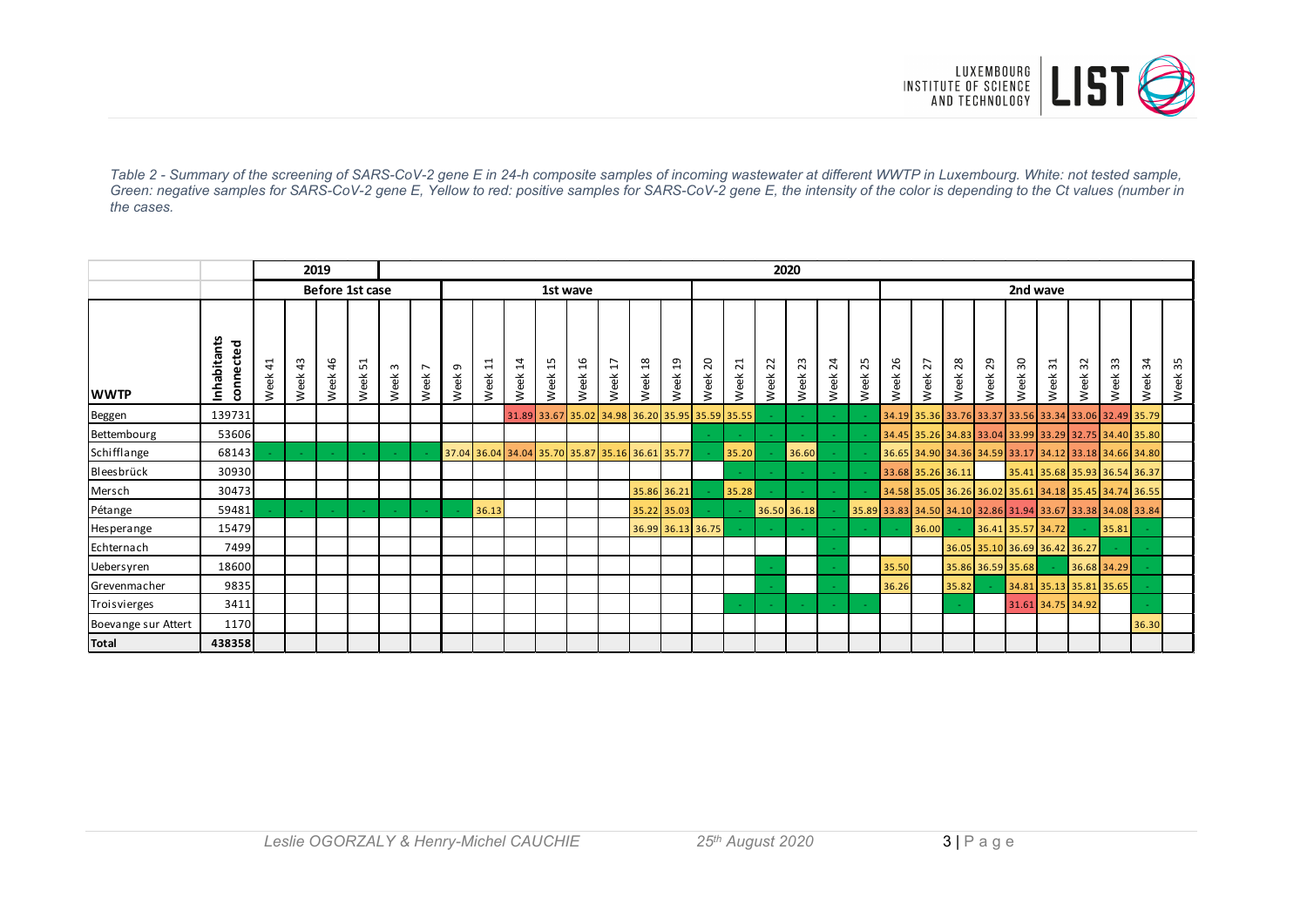*Table 2 - Summary of the screening of SARS-CoV-2 gene E in 24-h composite samples of incoming wastewater at different WWTP in Luxembourg. White: not tested sample, Green: negative samples for SARS-CoV-2 gene E, Yellow to red: positive samples for SARS-CoV-2 gene E, the intensity of the color is depending to the Ct values (number in the cases.*

| | | 2019 | | | | 2020 | | | | | | | | | | | | | | | | | | | | | | | | | |
|---|---|---|---|---|---|---|---|---|---|---|---|---|---|---|---|---|---|---|---|---|---|---|---|---|---|---|---|---|---|---|---|
| | | Before 1st case | | | | | | 1st wave | | | | | | | | | | | | | | 2nd wave | | | | | | | | | |
| **WWTP** | **Inhabitants connected** | Week 41 | Week 43 | Week 46 | Week 51 | Week 3 | Week 7 | Week 9 | Week 11 | Week 14 | Week 15 | Week 16 | Week 17 | Week 18 | Week 19 | Week 20 | Week 21 | Week 22 | Week 23 | Week 24 | Week 25 | Week 26 | Week 27 | Week 28 | Week 29 | Week 30 | Week 31 | Week 32 | Week 33 | Week 34 | Week 35 |
| Beggen | 139731 | | | | | | | | | 31.89 | 33.67 | 35.02 | 34.98 | 36.20 | 35.95 | 35.59 | 35.55 | - | - | - | - | 34.19 | 35.36 | 33.76 | 33.37 | 33.56 | 33.34 | 33.06 | 32.49 | 35.79 | |
| Bettembourg | 53606 | | | | | | | | | | | | | | | - | - | - | - | - | - | 34.45 | 35.26 | 34.83 | 33.04 | 33.99 | 33.29 | 32.75 | 34.40 | 35.80 | |
| Schifflange | 68143 | - | - | - | - | - | - | 37.04 | 36.04 | 34.04 | 35.70 | 35.87 | 35.16 | 36.61 | 35.77 | - | 35.20 | - | 36.60 | - | - | 36.65 | 34.90 | 34.36 | 34.59 | 33.17 | 34.12 | 33.18 | 34.66 | 34.80 | |
| Bleesbrück | 30930 | | | | | | | | | | | | | | | | - | - | - | - | - | 33.68 | 35.26 | 36.11 | | 35.41 | 35.68 | 35.93 | 36.54 | 36.37 | |
| Mersch | 30473 | | | | | | | | | | | | | 35.86 | 36.21 | - | 35.28 | - | - | - | - | 34.58 | 35.05 | 36.26 | 36.02 | 35.61 | 34.18 | 35.45 | 34.74 | 36.55 | |
| Pétange | 59481 | - | - | - | - | - | - | - | 36.13 | | | | | 35.22 | 35.03 | - | - | 36.50 | 36.18 | - | 35.89 | 33.83 | 34.50 | 34.10 | 32.86 | 31.94 | 33.67 | 33.38 | 34.08 | 33.84 | |
| Hesperange | 15479 | | | | | | | | | | | | | 36.99 | 36.13 | 36.75 | - | - | - | - | - | - | 36.00 | - | 36.41 | 35.57 | 34.72 | - | 35.81 | - | |
| Echternach | 7499 | | | | | | | | | | | | | | | | | | | - | | | | 36.05 | 35.10 | 36.69 | 36.42 | 36.27 | - | - | |
| Uebersyren | 18600 | | | | | | | | | | | | | | | | | - | | - | | 35.50 | | 35.86 | 36.59 | 35.68 | - | 36.68 | 34.29 | - | |
| Grevenmacher | 9835 | | | | | | | | | | | | | | | | | - | | - | | 36.26 | | 35.82 | - | 34.81 | 35.13 | 35.81 | 35.65 | - | |
| Troisvierges | 3411 | | | | | | | | | | | | | | | | - | - | - | - | - | | | - | | 31.61 | 34.75 | 34.92 | | - | |
| Boevange sur Attert | 1170 | | | | | | | | | | | | | | | | | | | | | | | | | | | | | 36.30 | |
| **Total** | **438358** | | | | | | | | | | | | | | | | | | | | | | | | | | | | | | |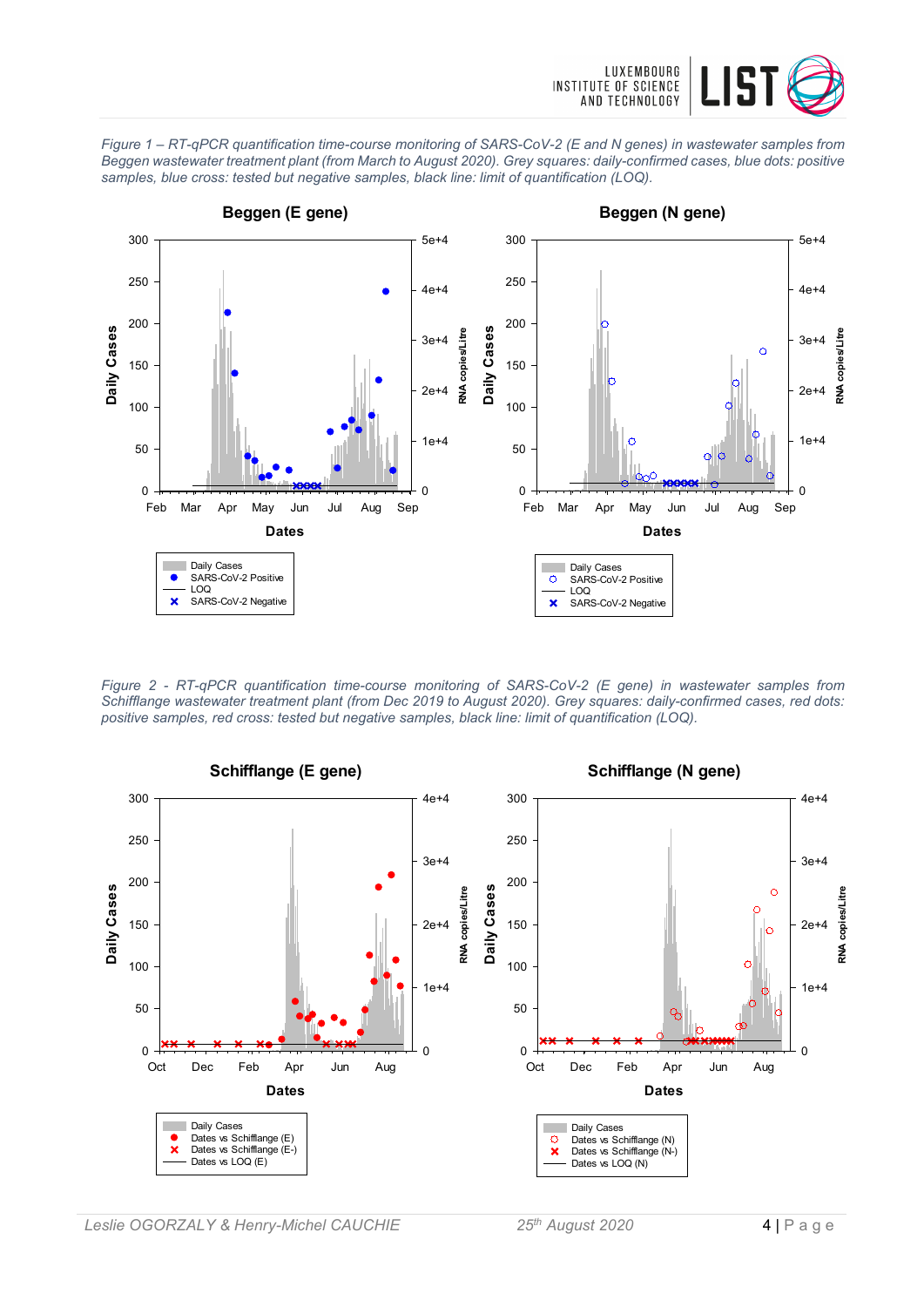*Figure 1 – RT-qPCR quantification time-course monitoring of SARS-CoV-2 (E and N genes) in wastewater samples from Beggen wastewater treatment plant (from March to August 2020). Grey squares: daily-confirmed cases, blue dots: positive samples, blue cross: tested but negative samples, black line: limit of quantification (LOQ).*

*Figure 2 - RT-qPCR quantification time-course monitoring of SARS-CoV-2 (E gene) in wastewater samples from Schifflange wastewater treatment plant (from Dec 2019 to August 2020). Grey squares: daily-confirmed cases, red dots: positive samples, red cross: tested but negative samples, black line: limit of quantification (LOQ).*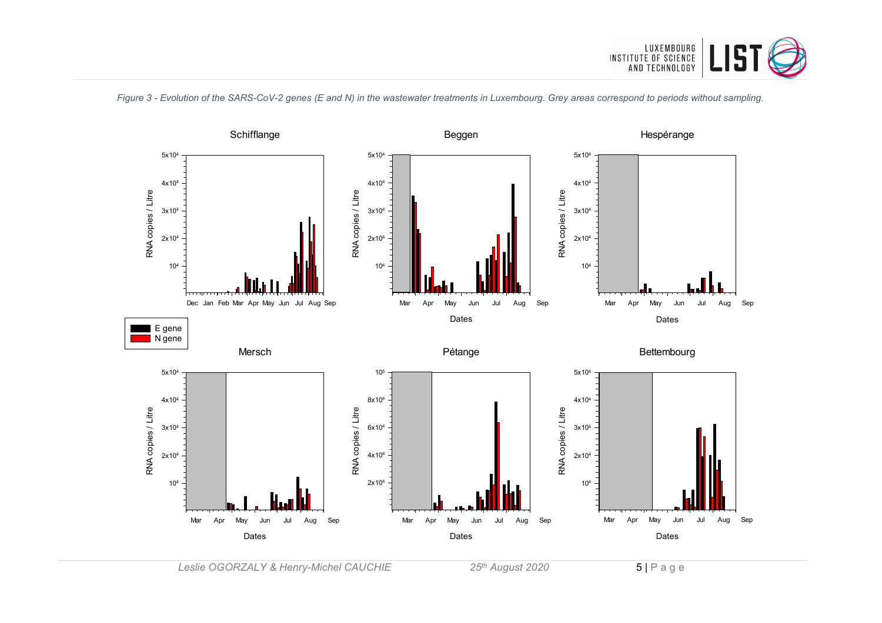*Figure 3 - Evolution of the SARS-CoV-2 genes (E and N) in the wastewater treatments in Luxembourg. Grey areas correspond to periods without sampling.*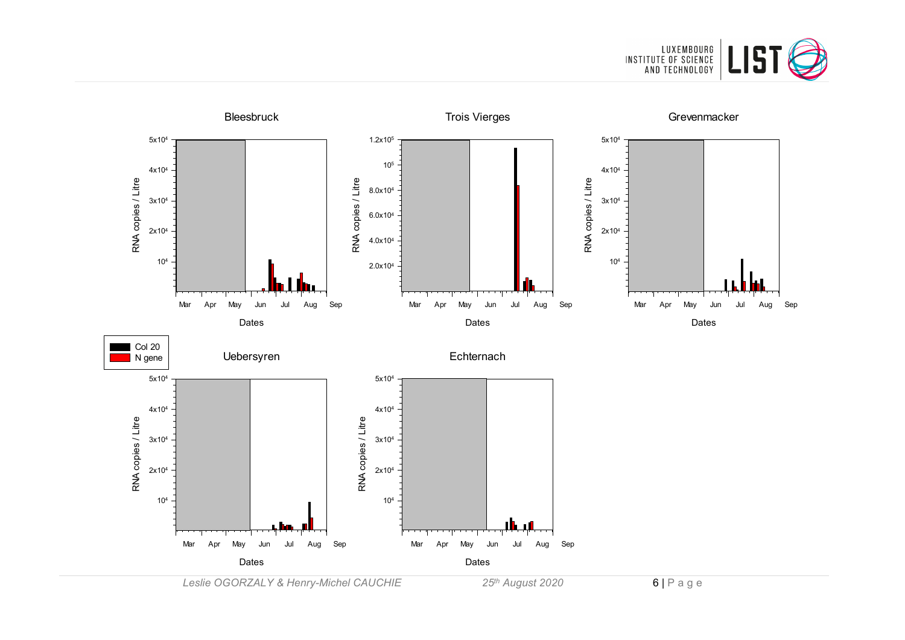Bleesbruck

Trois Vierges

Grevenmacker

Uebersyren

Echternach

Col 20
N gene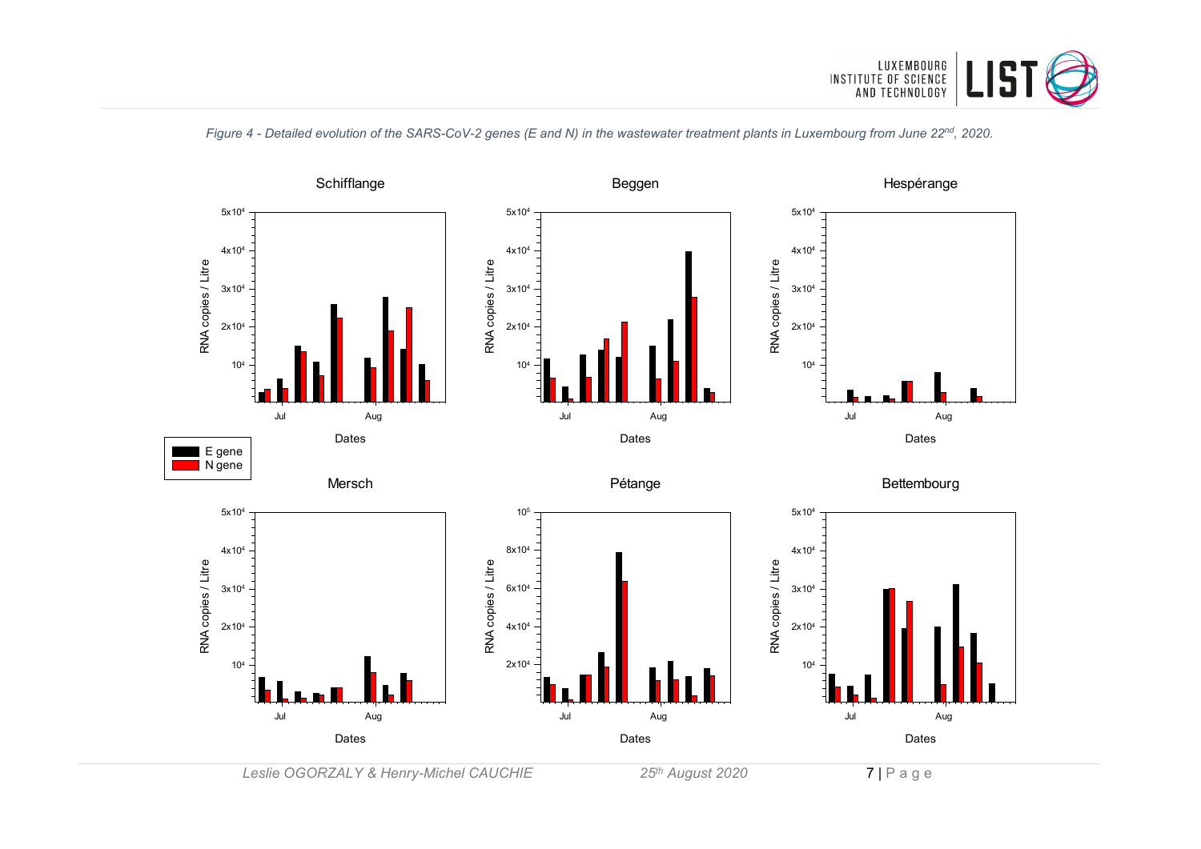*Figure 4 - Detailed evolution of the SARS-CoV-2 genes (E and N) in the wastewater treatment plants in Luxembourg from June 22nd, 2020.*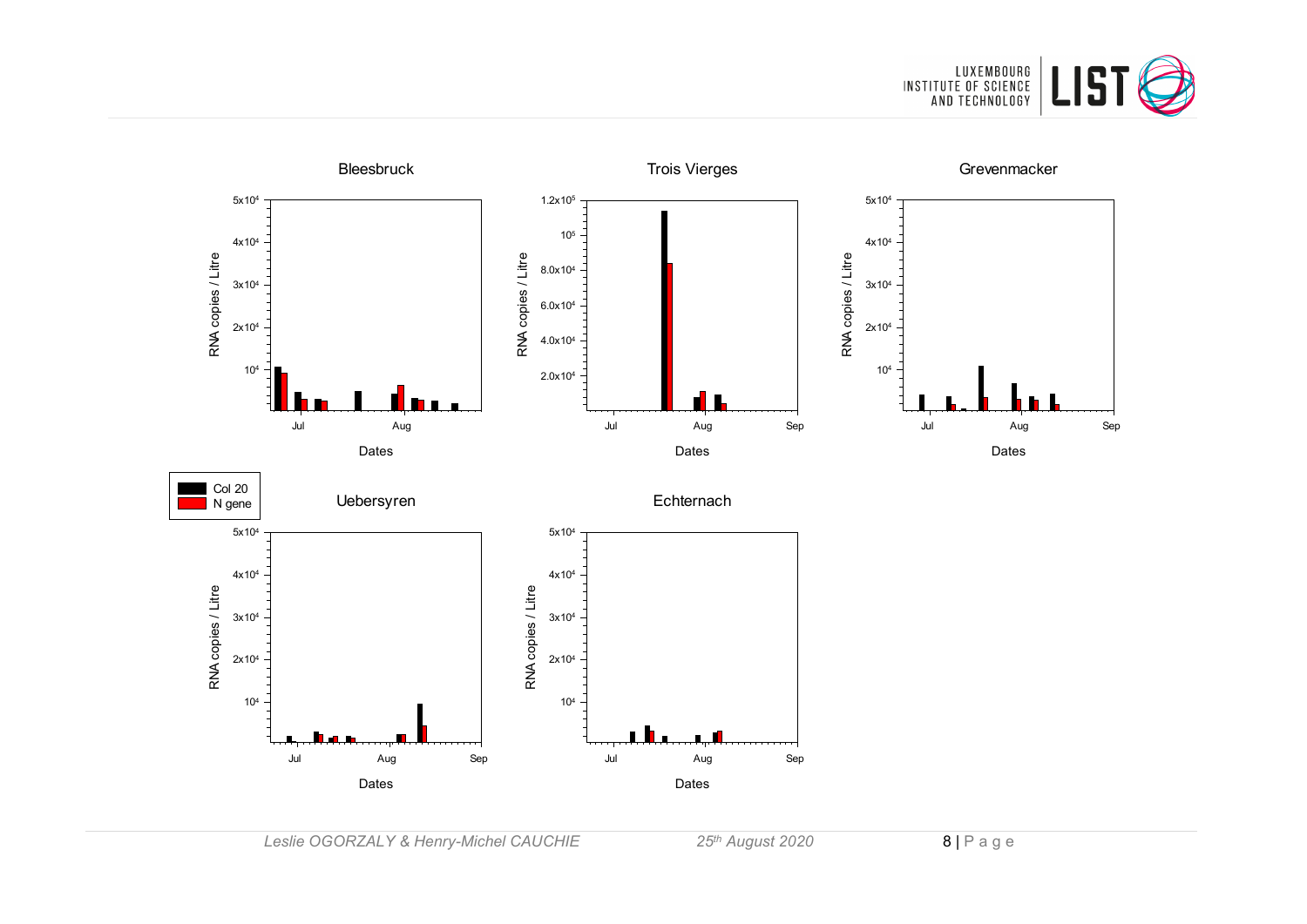Bleesbruck

Trois Vierges

Grevenmacker

Col 20
N gene

Uebersyren

Echternach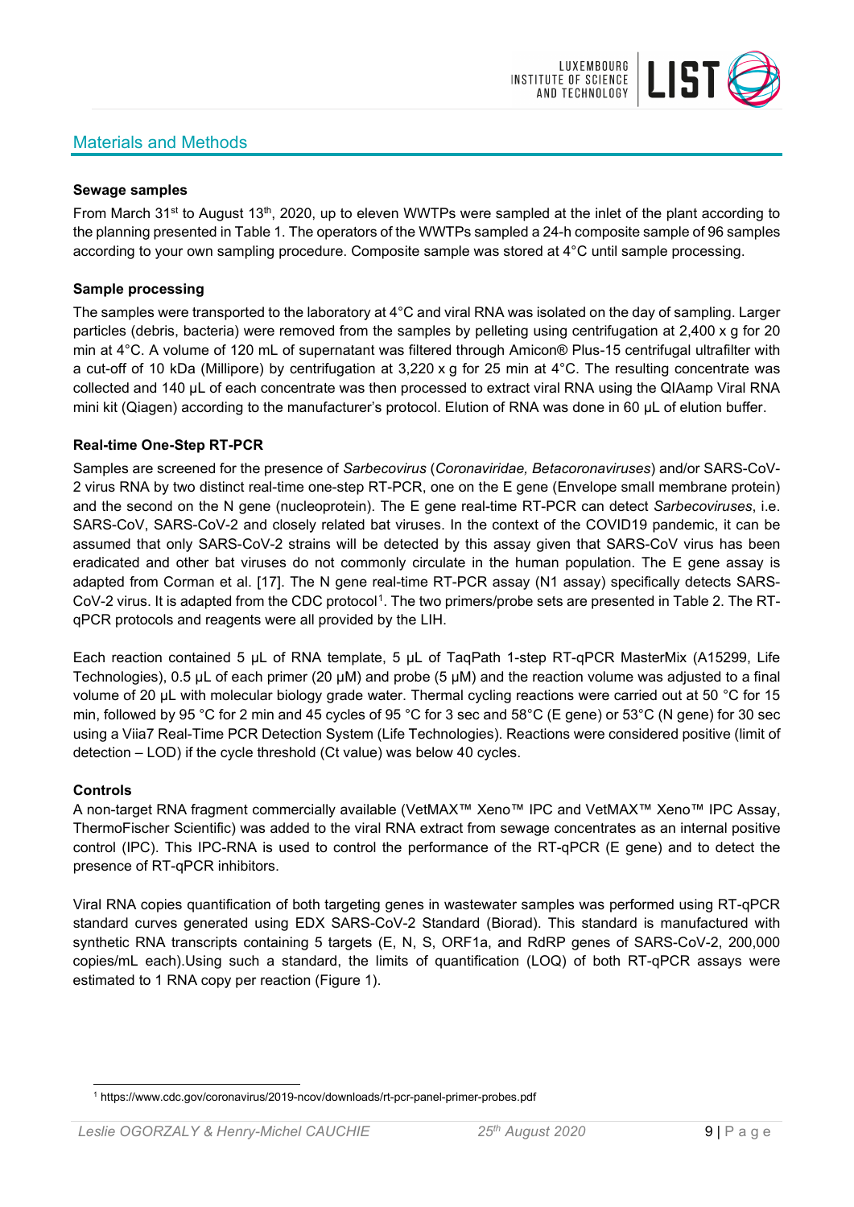## Materials and Methods

**Sewage samples**

From March 31st to August 13th, 2020, up to eleven WWTPs were sampled at the inlet of the plant according to the planning presented in Table 1. The operators of the WWTPs sampled a 24-h composite sample of 96 samples according to your own sampling procedure. Composite sample was stored at 4°C until sample processing.

**Sample processing**

The samples were transported to the laboratory at 4°C and viral RNA was isolated on the day of sampling. Larger particles (debris, bacteria) were removed from the samples by pelleting using centrifugation at 2,400 x g for 20 min at 4°C. A volume of 120 mL of supernatant was filtered through Amicon® Plus-15 centrifugal ultrafilter with a cut-off of 10 kDa (Millipore) by centrifugation at 3,220 x g for 25 min at 4°C. The resulting concentrate was collected and 140 µL of each concentrate was then processed to extract viral RNA using the QIAamp Viral RNA mini kit (Qiagen) according to the manufacturer's protocol. Elution of RNA was done in 60 µL of elution buffer.

**Real-time One-Step RT-PCR**

Samples are screened for the presence of *Sarbecovirus* (*Coronaviridae, Betacoronaviruses*) and/or SARS-CoV-2 virus RNA by two distinct real-time one-step RT-PCR, one on the E gene (Envelope small membrane protein) and the second on the N gene (nucleoprotein). The E gene real-time RT-PCR can detect *Sarbecoviruses*, i.e. SARS-CoV, SARS-CoV-2 and closely related bat viruses. In the context of the COVID19 pandemic, it can be assumed that only SARS-CoV-2 strains will be detected by this assay given that SARS-CoV virus has been eradicated and other bat viruses do not commonly circulate in the human population. The E gene assay is adapted from Corman et al. [17]. The N gene real-time RT-PCR assay (N1 assay) specifically detects SARS-CoV-2 virus. It is adapted from the CDC protocol[1]. The two primers/probe sets are presented in Table 2. The RT-qPCR protocols and reagents were all provided by the LIH.

Each reaction contained 5 µL of RNA template, 5 µL of TaqPath 1-step RT-qPCR MasterMix (A15299, Life Technologies), 0.5 µL of each primer (20 µM) and probe (5 µM) and the reaction volume was adjusted to a final volume of 20 µL with molecular biology grade water. Thermal cycling reactions were carried out at 50 °C for 15 min, followed by 95 °C for 2 min and 45 cycles of 95 °C for 3 sec and 58°C (E gene) or 53°C (N gene) for 30 sec using a Viia7 Real-Time PCR Detection System (Life Technologies). Reactions were considered positive (limit of detection – LOD) if the cycle threshold (Ct value) was below 40 cycles.

**Controls**

A non-target RNA fragment commercially available (VetMAX™ Xeno™ IPC and VetMAX™ Xeno™ IPC Assay, ThermoFischer Scientific) was added to the viral RNA extract from sewage concentrates as an internal positive control (IPC). This IPC-RNA is used to control the performance of the RT-qPCR (E gene) and to detect the presence of RT-qPCR inhibitors.

Viral RNA copies quantification of both targeting genes in wastewater samples was performed using RT-qPCR standard curves generated using EDX SARS-CoV-2 Standard (Biorad). This standard is manufactured with synthetic RNA transcripts containing 5 targets (E, N, S, ORF1a, and RdRP genes of SARS-CoV-2, 200,000 copies/mL each).Using such a standard, the limits of quantification (LOQ) of both RT-qPCR assays were estimated to 1 RNA copy per reaction (Figure 1).

[1] https://www.cdc.gov/coronavirus/2019-ncov/downloads/rt-pcr-panel-primer-probes.pdf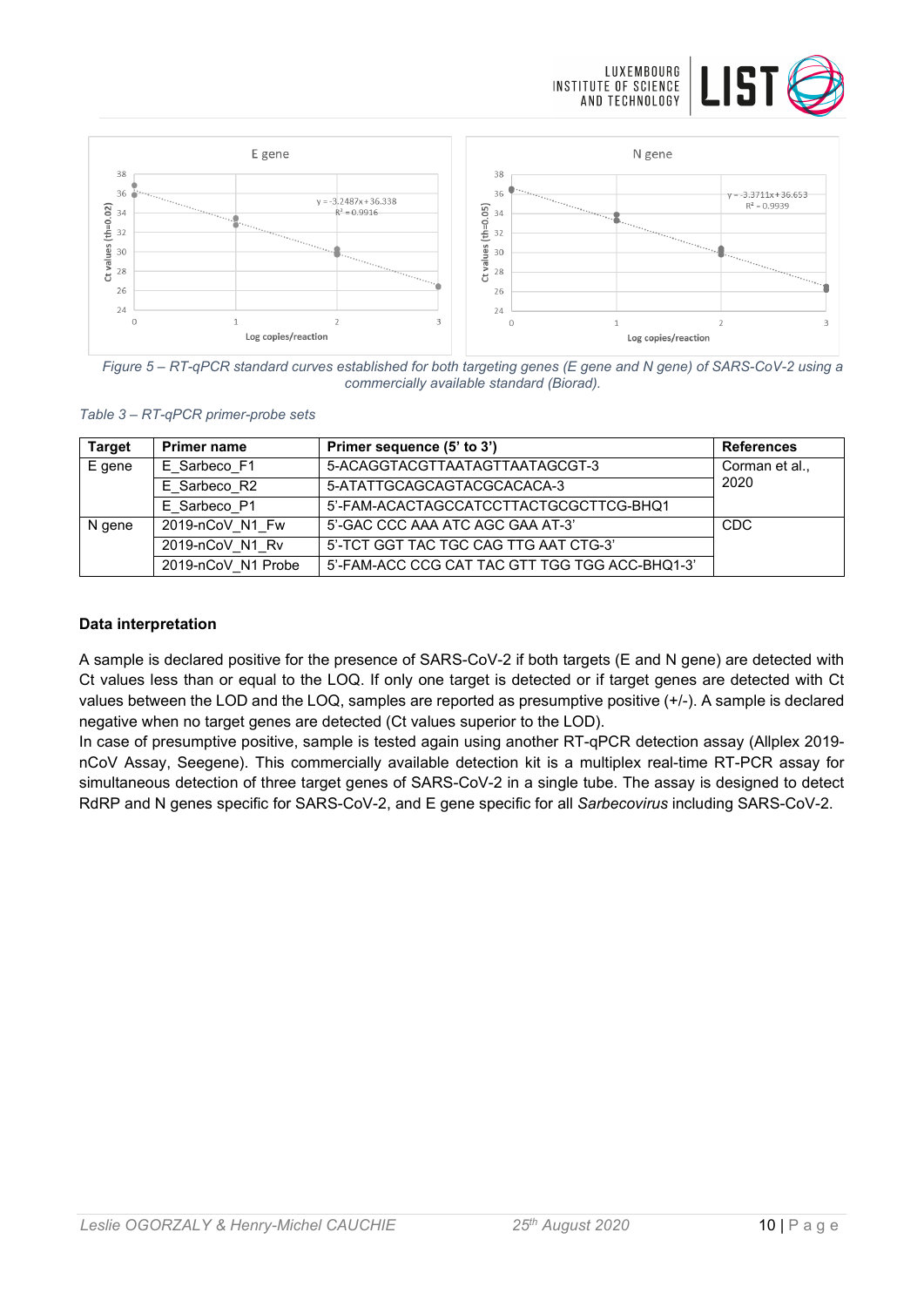E gene

38
36
34
32
30
28
26
24

Ct values (th=0.02)

0
1
2
3

Log copies/reaction

y = -3.2487x + 36.338
R² = 0.9916

N gene

38
36
34
32
30
28
26
24

Ct values (th=0.05)

0
1
2
3

Log copies/reaction

y = -3.3711x + 36.653
R² = 0.9939

*Figure 5 – RT-qPCR standard curves established for both targeting genes (E gene and N gene) of SARS-CoV-2 using a commercially available standard (Biorad).*

*Table 3 – RT-qPCR primer-probe sets*

| Target | Primer name | Primer sequence (5' to 3') | References |
|---|---|---|---|
| E gene | E_Sarbeco_F1 | 5-ACAGGTACGTTAATAGTTAATAGCGT-3 | Corman et al., 2020 |
| | E_Sarbeco_R2 | 5-ATATTGCAGCAGTACGCACACA-3 | |
| | E_Sarbeco_P1 | 5'-FAM-ACACTAGCCATCCTTACTGCGCTTCG-BHQ1 | |
| N gene | 2019-nCoV_N1_Fw | 5'-GAC CCC AAA ATC AGC GAA AT-3' | CDC |
| | 2019-nCoV_N1_Rv | 5'-TCT GGT TAC TGC CAG TTG AAT CTG-3' | |
| | 2019-nCoV_N1 Probe | 5'-FAM-ACC CCG CAT TAC GTT TGG TGG ACC-BHQ1-3' | |

### Data interpretation

A sample is declared positive for the presence of SARS-CoV-2 if both targets (E and N gene) are detected with Ct values less than or equal to the LOQ. If only one target is detected or if target genes are detected with Ct values between the LOD and the LOQ, samples are reported as presumptive positive (+/-). A sample is declared negative when no target genes are detected (Ct values superior to the LOD).

In case of presumptive positive, sample is tested again using another RT-qPCR detection assay (Allplex 2019-nCoV Assay, Seegene). This commercially available detection kit is a multiplex real-time RT-PCR assay for simultaneous detection of three target genes of SARS-CoV-2 in a single tube. The assay is designed to detect RdRP and N genes specific for SARS-CoV-2, and E gene specific for all *Sarbecovirus* including SARS-CoV-2.